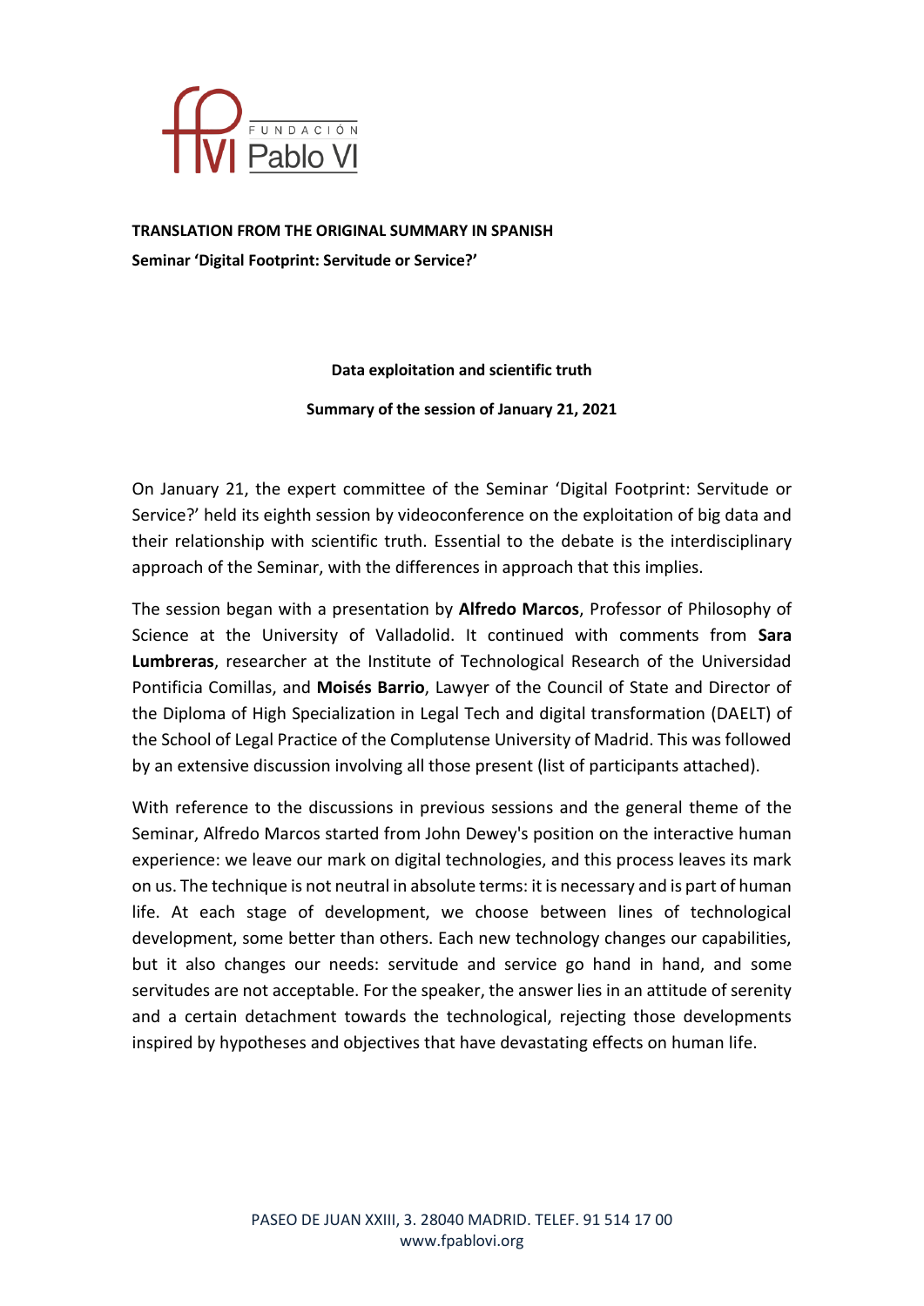**TRANSLATION FROM THE ORIGINAL SUMMARY IN SPANISH**

**Seminar 'Digital Footprint: Servitude or Service?'**

**Data exploitation and scientific truth**

**Summary of the session of January 21, 2021**

On January 21, the expert committee of the Seminar 'Digital Footprint: Servitude or Service?' held its eighth session by videoconference on the exploitation of big data and their relationship with scientific truth. Essential to the debate is the interdisciplinary approach of the Seminar, with the differences in approach that this implies.

The session began with a presentation by **Alfredo Marcos**, Professor of Philosophy of Science at the University of Valladolid. It continued with comments from **Sara Lumbreras**, researcher at the Institute of Technological Research of the Universidad Pontificia Comillas, and **Moisés Barrio**, Lawyer of the Council of State and Director of the Diploma of High Specialization in Legal Tech and digital transformation (DAELT) of the School of Legal Practice of the Complutense University of Madrid. This was followed by an extensive discussion involving all those present (list of participants attached).

With reference to the discussions in previous sessions and the general theme of the Seminar, Alfredo Marcos started from John Dewey's position on the interactive human experience: we leave our mark on digital technologies, and this process leaves its mark on us. The technique is not neutral in absolute terms: it is necessary and is part of human life. At each stage of development, we choose between lines of technological development, some better than others. Each new technology changes our capabilities, but it also changes our needs: servitude and service go hand in hand, and some servitudes are not acceptable. For the speaker, the answer lies in an attitude of serenity and a certain detachment towards the technological, rejecting those developments inspired by hypotheses and objectives that have devastating effects on human life.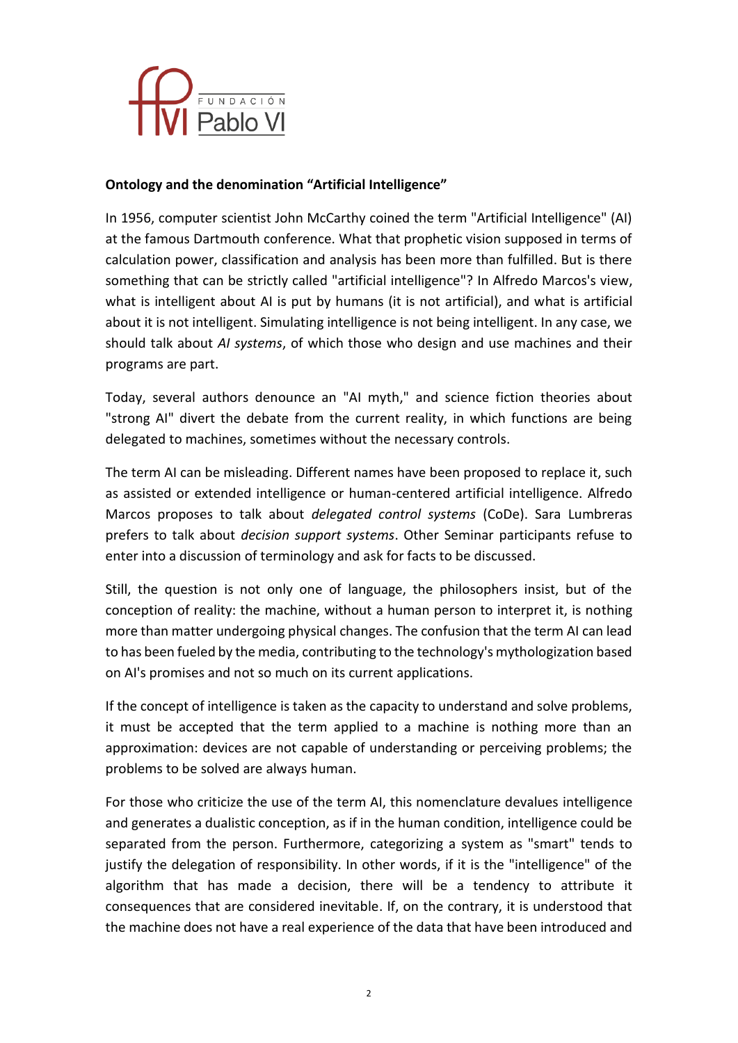**Ontology and the denomination "Artificial Intelligence"**

In 1956, computer scientist John McCarthy coined the term "Artificial Intelligence" (AI) at the famous Dartmouth conference. What that prophetic vision supposed in terms of calculation power, classification and analysis has been more than fulfilled. But is there something that can be strictly called "artificial intelligence"? In Alfredo Marcos's view, what is intelligent about AI is put by humans (it is not artificial), and what is artificial about it is not intelligent. Simulating intelligence is not being intelligent. In any case, we should talk about *AI systems*, of which those who design and use machines and their programs are part.

Today, several authors denounce an "AI myth," and science fiction theories about "strong AI" divert the debate from the current reality, in which functions are being delegated to machines, sometimes without the necessary controls.

The term AI can be misleading. Different names have been proposed to replace it, such as assisted or extended intelligence or human-centered artificial intelligence. Alfredo Marcos proposes to talk about *delegated control systems* (CoDe). Sara Lumbreras prefers to talk about *decision support systems*. Other Seminar participants refuse to enter into a discussion of terminology and ask for facts to be discussed.

Still, the question is not only one of language, the philosophers insist, but of the conception of reality: the machine, without a human person to interpret it, is nothing more than matter undergoing physical changes. The confusion that the term AI can lead to has been fueled by the media, contributing to the technology's mythologization based on AI's promises and not so much on its current applications.

If the concept of intelligence is taken as the capacity to understand and solve problems, it must be accepted that the term applied to a machine is nothing more than an approximation: devices are not capable of understanding or perceiving problems; the problems to be solved are always human.

For those who criticize the use of the term AI, this nomenclature devalues intelligence and generates a dualistic conception, as if in the human condition, intelligence could be separated from the person. Furthermore, categorizing a system as "smart" tends to justify the delegation of responsibility. In other words, if it is the "intelligence" of the algorithm that has made a decision, there will be a tendency to attribute it consequences that are considered inevitable. If, on the contrary, it is understood that the machine does not have a real experience of the data that have been introduced and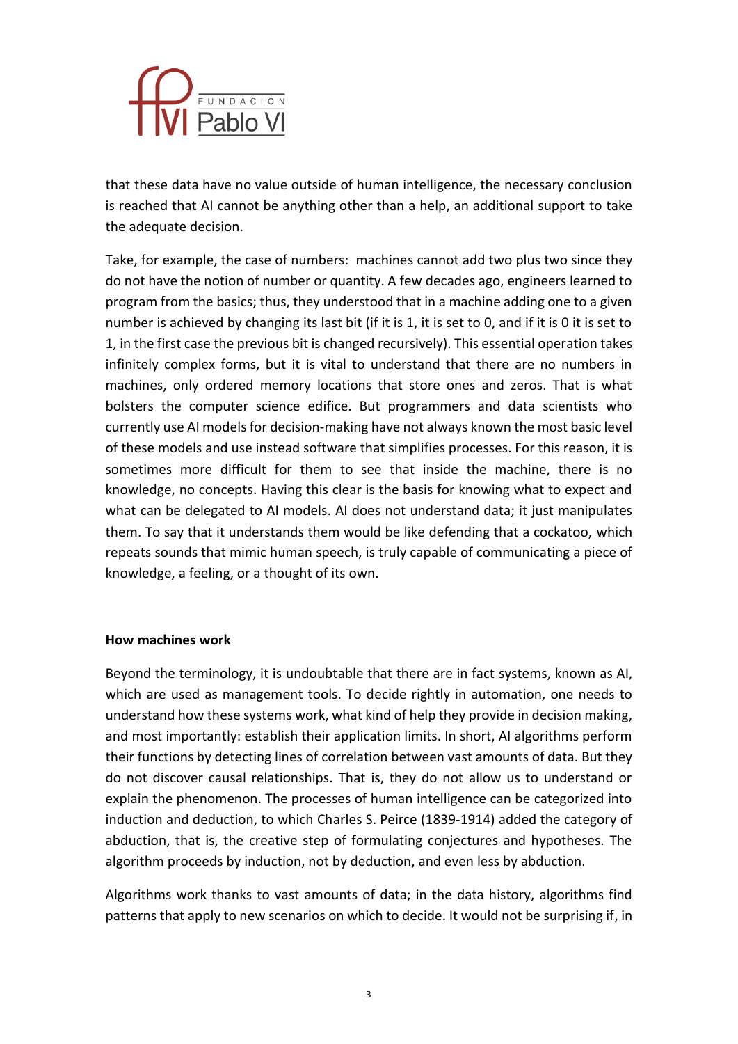that these data have no value outside of human intelligence, the necessary conclusion is reached that AI cannot be anything other than a help, an additional support to take the adequate decision.

Take, for example, the case of numbers: machines cannot add two plus two since they do not have the notion of number or quantity. A few decades ago, engineers learned to program from the basics; thus, they understood that in a machine adding one to a given number is achieved by changing its last bit (if it is 1, it is set to 0, and if it is 0 it is set to 1, in the first case the previous bit is changed recursively). This essential operation takes infinitely complex forms, but it is vital to understand that there are no numbers in machines, only ordered memory locations that store ones and zeros. That is what bolsters the computer science edifice. But programmers and data scientists who currently use AI models for decision-making have not always known the most basic level of these models and use instead software that simplifies processes. For this reason, it is sometimes more difficult for them to see that inside the machine, there is no knowledge, no concepts. Having this clear is the basis for knowing what to expect and what can be delegated to AI models. AI does not understand data; it just manipulates them. To say that it understands them would be like defending that a cockatoo, which repeats sounds that mimic human speech, is truly capable of communicating a piece of knowledge, a feeling, or a thought of its own.

**How machines work**

Beyond the terminology, it is undoubtable that there are in fact systems, known as AI, which are used as management tools. To decide rightly in automation, one needs to understand how these systems work, what kind of help they provide in decision making, and most importantly: establish their application limits. In short, AI algorithms perform their functions by detecting lines of correlation between vast amounts of data. But they do not discover causal relationships. That is, they do not allow us to understand or explain the phenomenon. The processes of human intelligence can be categorized into induction and deduction, to which Charles S. Peirce (1839-1914) added the category of abduction, that is, the creative step of formulating conjectures and hypotheses. The algorithm proceeds by induction, not by deduction, and even less by abduction.

Algorithms work thanks to vast amounts of data; in the data history, algorithms find patterns that apply to new scenarios on which to decide. It would not be surprising if, in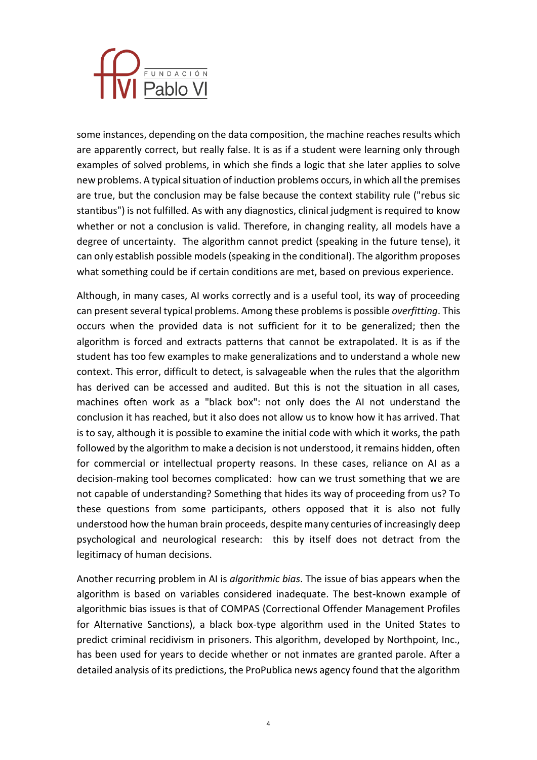some instances, depending on the data composition, the machine reaches results which are apparently correct, but really false. It is as if a student were learning only through examples of solved problems, in which she finds a logic that she later applies to solve new problems. A typical situation of induction problems occurs, in which all the premises are true, but the conclusion may be false because the context stability rule ("rebus sic stantibus") is not fulfilled. As with any diagnostics, clinical judgment is required to know whether or not a conclusion is valid. Therefore, in changing reality, all models have a degree of uncertainty. The algorithm cannot predict (speaking in the future tense), it can only establish possible models (speaking in the conditional). The algorithm proposes what something could be if certain conditions are met, based on previous experience.

Although, in many cases, AI works correctly and is a useful tool, its way of proceeding can present several typical problems. Among these problems is possible *overfitting*. This occurs when the provided data is not sufficient for it to be generalized; then the algorithm is forced and extracts patterns that cannot be extrapolated. It is as if the student has too few examples to make generalizations and to understand a whole new context. This error, difficult to detect, is salvageable when the rules that the algorithm has derived can be accessed and audited. But this is not the situation in all cases, machines often work as a "black box": not only does the AI not understand the conclusion it has reached, but it also does not allow us to know how it has arrived. That is to say, although it is possible to examine the initial code with which it works, the path followed by the algorithm to make a decision is not understood, it remains hidden, often for commercial or intellectual property reasons. In these cases, reliance on AI as a decision-making tool becomes complicated: how can we trust something that we are not capable of understanding? Something that hides its way of proceeding from us? To these questions from some participants, others opposed that it is also not fully understood how the human brain proceeds, despite many centuries of increasingly deep psychological and neurological research: this by itself does not detract from the legitimacy of human decisions.

Another recurring problem in AI is *algorithmic bias*. The issue of bias appears when the algorithm is based on variables considered inadequate. The best-known example of algorithmic bias issues is that of COMPAS (Correctional Offender Management Profiles for Alternative Sanctions), a black box-type algorithm used in the United States to predict criminal recidivism in prisoners. This algorithm, developed by Northpoint, Inc., has been used for years to decide whether or not inmates are granted parole. After a detailed analysis of its predictions, the ProPublica news agency found that the algorithm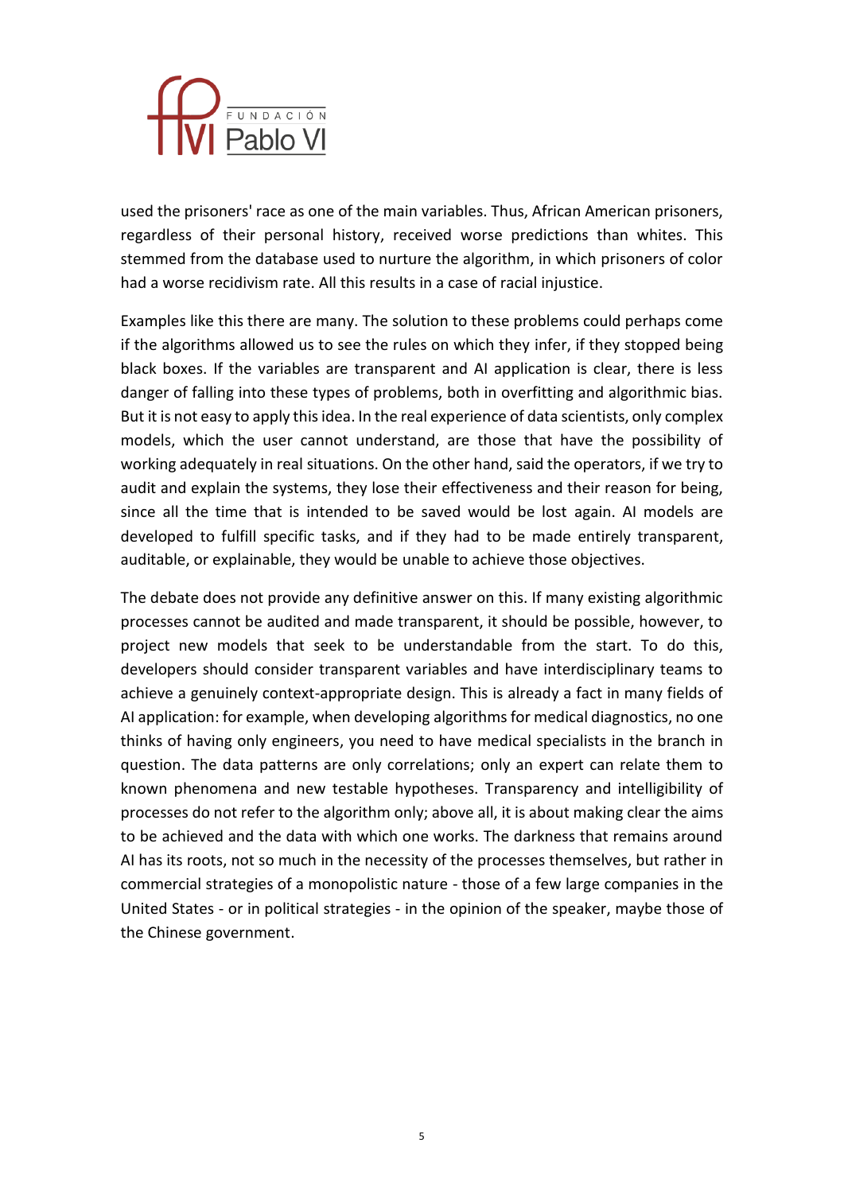used the prisoners' race as one of the main variables. Thus, African American prisoners, regardless of their personal history, received worse predictions than whites. This stemmed from the database used to nurture the algorithm, in which prisoners of color had a worse recidivism rate. All this results in a case of racial injustice.

Examples like this there are many. The solution to these problems could perhaps come if the algorithms allowed us to see the rules on which they infer, if they stopped being black boxes. If the variables are transparent and AI application is clear, there is less danger of falling into these types of problems, both in overfitting and algorithmic bias. But it is not easy to apply this idea. In the real experience of data scientists, only complex models, which the user cannot understand, are those that have the possibility of working adequately in real situations. On the other hand, said the operators, if we try to audit and explain the systems, they lose their effectiveness and their reason for being, since all the time that is intended to be saved would be lost again. AI models are developed to fulfill specific tasks, and if they had to be made entirely transparent, auditable, or explainable, they would be unable to achieve those objectives.

The debate does not provide any definitive answer on this. If many existing algorithmic processes cannot be audited and made transparent, it should be possible, however, to project new models that seek to be understandable from the start. To do this, developers should consider transparent variables and have interdisciplinary teams to achieve a genuinely context-appropriate design. This is already a fact in many fields of AI application: for example, when developing algorithms for medical diagnostics, no one thinks of having only engineers, you need to have medical specialists in the branch in question. The data patterns are only correlations; only an expert can relate them to known phenomena and new testable hypotheses. Transparency and intelligibility of processes do not refer to the algorithm only; above all, it is about making clear the aims to be achieved and the data with which one works. The darkness that remains around AI has its roots, not so much in the necessity of the processes themselves, but rather in commercial strategies of a monopolistic nature - those of a few large companies in the United States - or in political strategies - in the opinion of the speaker, maybe those of the Chinese government.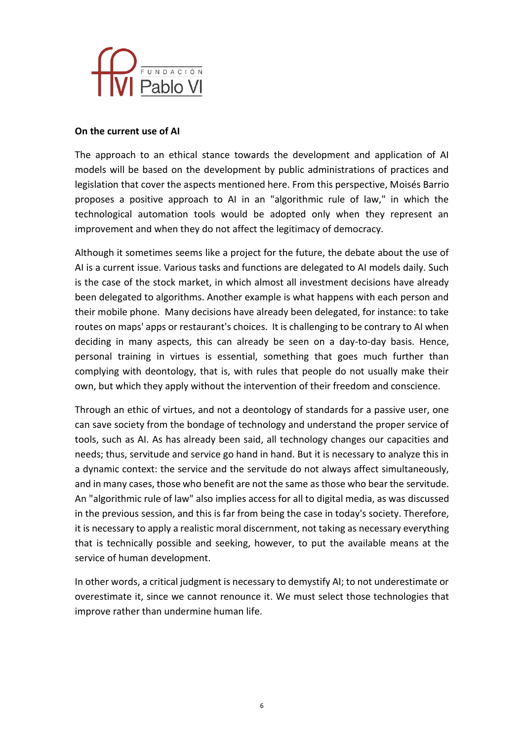**On the current use of AI**

The approach to an ethical stance towards the development and application of AI models will be based on the development by public administrations of practices and legislation that cover the aspects mentioned here. From this perspective, Moisés Barrio proposes a positive approach to AI in an "algorithmic rule of law," in which the technological automation tools would be adopted only when they represent an improvement and when they do not affect the legitimacy of democracy.

Although it sometimes seems like a project for the future, the debate about the use of AI is a current issue. Various tasks and functions are delegated to AI models daily. Such is the case of the stock market, in which almost all investment decisions have already been delegated to algorithms. Another example is what happens with each person and their mobile phone. Many decisions have already been delegated, for instance: to take routes on maps' apps or restaurant's choices. It is challenging to be contrary to AI when deciding in many aspects, this can already be seen on a day-to-day basis. Hence, personal training in virtues is essential, something that goes much further than complying with deontology, that is, with rules that people do not usually make their own, but which they apply without the intervention of their freedom and conscience.

Through an ethic of virtues, and not a deontology of standards for a passive user, one can save society from the bondage of technology and understand the proper service of tools, such as AI. As has already been said, all technology changes our capacities and needs; thus, servitude and service go hand in hand. But it is necessary to analyze this in a dynamic context: the service and the servitude do not always affect simultaneously, and in many cases, those who benefit are not the same as those who bear the servitude. An "algorithmic rule of law" also implies access for all to digital media, as was discussed in the previous session, and this is far from being the case in today's society. Therefore, it is necessary to apply a realistic moral discernment, not taking as necessary everything that is technically possible and seeking, however, to put the available means at the service of human development.

In other words, a critical judgment is necessary to demystify AI; to not underestimate or overestimate it, since we cannot renounce it. We must select those technologies that improve rather than undermine human life.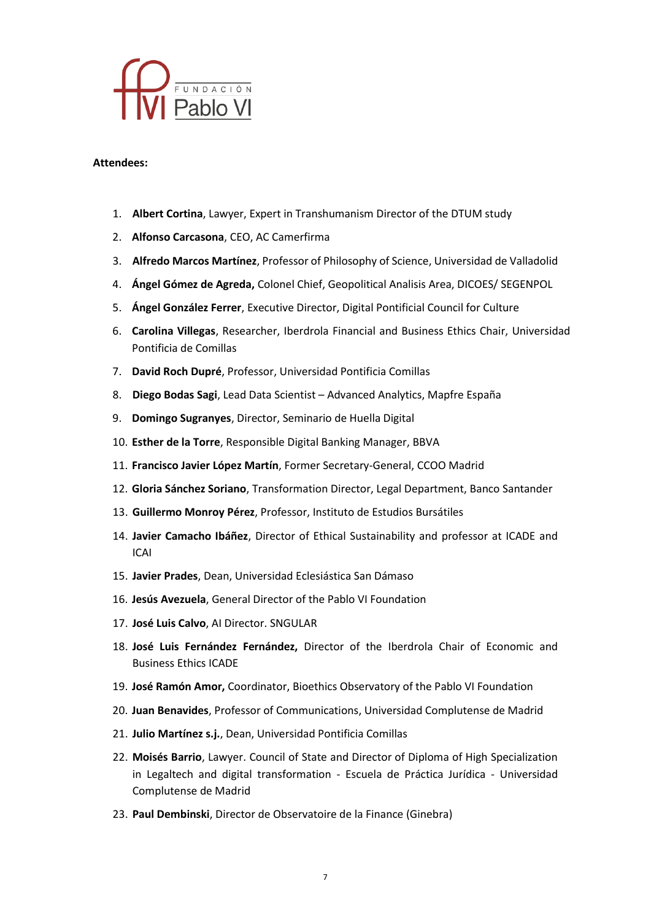**Attendees:**

1. **Albert Cortina**, Lawyer, Expert in Transhumanism Director of the DTUM study
2. **Alfonso Carcasona**, CEO, AC Camerfirma
3. **Alfredo Marcos Martínez**, Professor of Philosophy of Science, Universidad de Valladolid
4. **Ángel Gómez de Agreda,** Colonel Chief, Geopolitical Analisis Area, DICOES/ SEGENPOL
5. **Ángel González Ferrer**, Executive Director, Digital Pontificial Council for Culture
6. **Carolina Villegas**, Researcher, Iberdrola Financial and Business Ethics Chair, Universidad Pontificia de Comillas
7. **David Roch Dupré**, Professor, Universidad Pontificia Comillas
8. **Diego Bodas Sagi**, Lead Data Scientist – Advanced Analytics, Mapfre España
9. **Domingo Sugranyes**, Director, Seminario de Huella Digital
10. **Esther de la Torre**, Responsible Digital Banking Manager, BBVA
11. **Francisco Javier López Martín**, Former Secretary-General, CCOO Madrid
12. **Gloria Sánchez Soriano**, Transformation Director, Legal Department, Banco Santander
13. **Guillermo Monroy Pérez**, Professor, Instituto de Estudios Bursátiles
14. **Javier Camacho Ibáñez**, Director of Ethical Sustainability and professor at ICADE and ICAI
15. **Javier Prades**, Dean, Universidad Eclesiástica San Dámaso
16. **Jesús Avezuela**, General Director of the Pablo VI Foundation
17. **José Luis Calvo**, AI Director. SNGULAR
18. **José Luis Fernández Fernández,** Director of the Iberdrola Chair of Economic and Business Ethics ICADE
19. **José Ramón Amor,** Coordinator, Bioethics Observatory of the Pablo VI Foundation
20. **Juan Benavides**, Professor of Communications, Universidad Complutense de Madrid
21. **Julio Martínez s.j.**, Dean, Universidad Pontificia Comillas
22. **Moisés Barrio**, Lawyer. Council of State and Director of Diploma of High Specialization in Legaltech and digital transformation - Escuela de Práctica Jurídica - Universidad Complutense de Madrid
23. **Paul Dembinski**, Director de Observatoire de la Finance (Ginebra)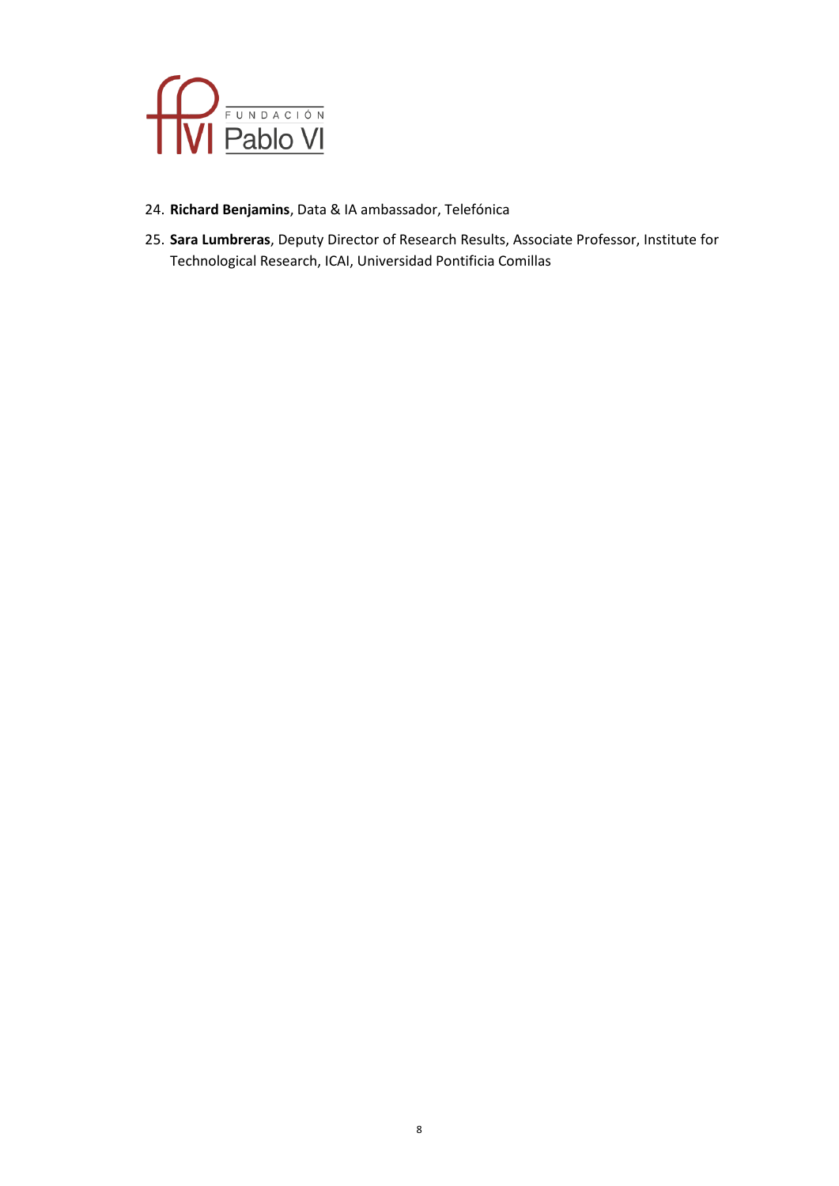24. **Richard Benjamins**, Data & IA ambassador, Telefónica
25. **Sara Lumbreras**, Deputy Director of Research Results, Associate Professor, Institute for Technological Research, ICAI, Universidad Pontificia Comillas